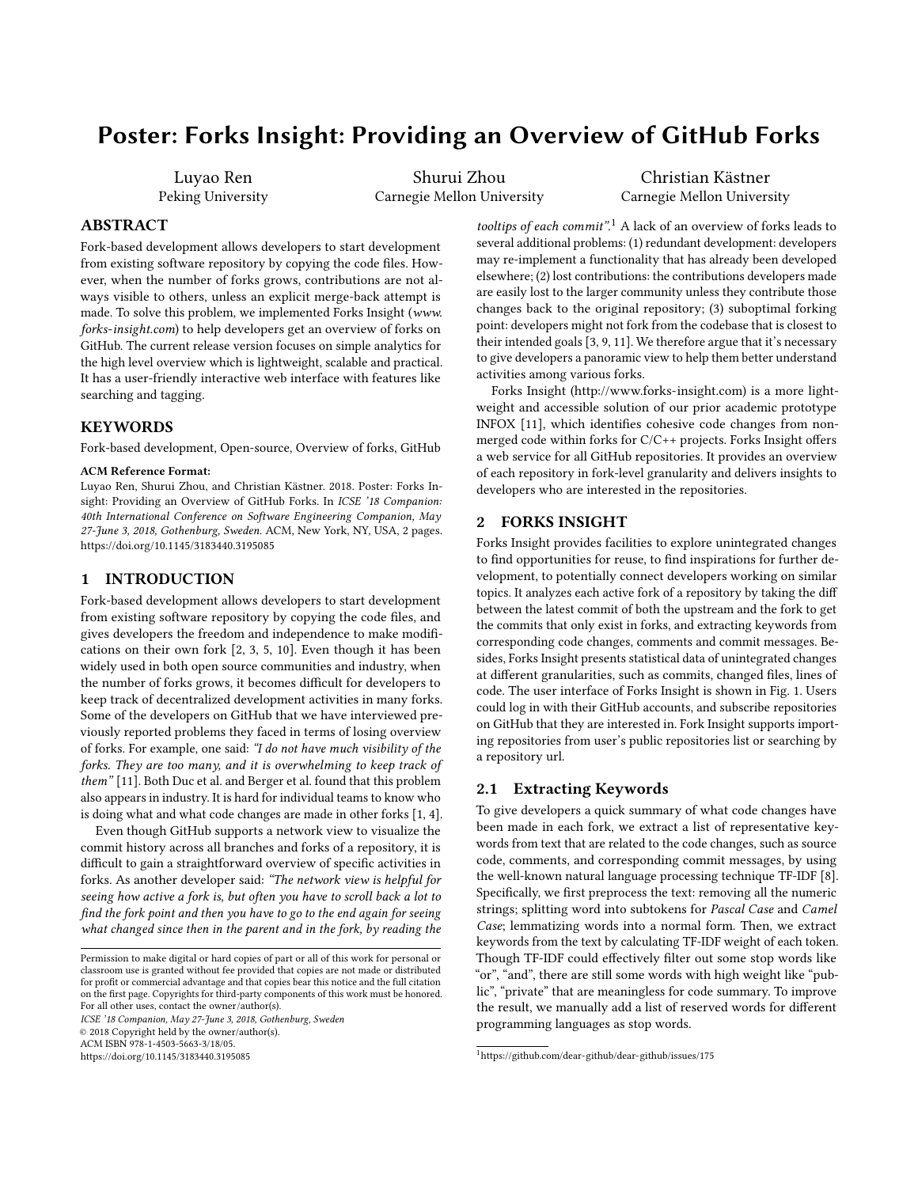# Poster: Forks Insight: Providing an Overview of GitHub Forks

Luyao Ren
Peking University

Shurui Zhou
Carnegie Mellon University

Christian Kästner
Carnegie Mellon University

## ABSTRACT

Fork-based development allows developers to start development from existing software repository by copying the code files. However, when the number of forks grows, contributions are not always visible to others, unless an explicit merge-back attempt is made. To solve this problem, we implemented Forks Insight (*www.forks-insight.com*) to help developers get an overview of forks on GitHub. The current release version focuses on simple analytics for the high level overview which is lightweight, scalable and practical. It has a user-friendly interactive web interface with features like searching and tagging.

## KEYWORDS

Fork-based development, Open-source, Overview of forks, GitHub

**ACM Reference Format:**
Luyao Ren, Shurui Zhou, and Christian Kästner. 2018. Poster: Forks Insight: Providing an Overview of GitHub Forks. In *ICSE '18 Companion: 40th International Conference on Software Engineering Companion, May 27-June 3, 2018, Gothenburg, Sweden.* ACM, New York, NY, USA, 2 pages. https://doi.org/10.1145/3183440.3195085

## 1 INTRODUCTION

Fork-based development allows developers to start development from existing software repository by copying the code files, and gives developers the freedom and independence to make modifications on their own fork [2, 3, 5, 10]. Even though it has been widely used in both open source communities and industry, when the number of forks grows, it becomes difficult for developers to keep track of decentralized development activities in many forks. Some of the developers on GitHub that we have interviewed previously reported problems they faced in terms of losing overview of forks. For example, one said: *"I do not have much visibility of the forks. They are too many, and it is overwhelming to keep track of them"* [11]. Both Duc et al. and Berger et al. found that this problem also appears in industry. It is hard for individual teams to know who is doing what and what code changes are made in other forks [1, 4].

Even though GitHub supports a network view to visualize the commit history across all branches and forks of a repository, it is difficult to gain a straightforward overview of specific activities in forks. As another developer said: *"The network view is helpful for seeing how active a fork is, but often you have to scroll back a lot to find the fork point and then you have to go to the end again for seeing what changed since then in the parent and in the fork, by reading the tooltips of each commit".*[1] A lack of an overview of forks leads to several additional problems: (1) redundant development: developers may re-implement a functionality that has already been developed elsewhere; (2) lost contributions: the contributions developers made are easily lost to the larger community unless they contribute those changes back to the original repository; (3) suboptimal forking point: developers might not fork from the codebase that is closest to their intended goals [3, 9, 11]. We therefore argue that it's necessary to give developers a panoramic view to help them better understand activities among various forks.

Forks Insight (http://www.forks-insight.com) is a more lightweight and accessible solution of our prior academic prototype INFOX [11], which identifies cohesive code changes from non-merged code within forks for C/C++ projects. Forks Insight offers a web service for all GitHub repositories. It provides an overview of each repository in fork-level granularity and delivers insights to developers who are interested in the repositories.

## 2 FORKS INSIGHT

Forks Insight provides facilities to explore unintegrated changes to find opportunities for reuse, to find inspirations for further development, to potentially connect developers working on similar topics. It analyzes each active fork of a repository by taking the diff between the latest commit of both the upstream and the fork to get the commits that only exist in forks, and extracting keywords from corresponding code changes, comments and commit messages. Besides, Forks Insight presents statistical data of unintegrated changes at different granularities, such as commits, changed files, lines of code. The user interface of Forks Insight is shown in Fig. 1. Users could log in with their GitHub accounts, and subscribe repositories on GitHub that they are interested in. Fork Insight supports importing repositories from user's public repositories list or searching by a repository url.

### 2.1 Extracting Keywords

To give developers a quick summary of what code changes have been made in each fork, we extract a list of representative keywords from text that are related to the code changes, such as source code, comments, and corresponding commit messages, by using the well-known natural language processing technique TF-IDF [8]. Specifically, we first preprocess the text: removing all the numeric strings; splitting word into subtokens for *Pascal Case* and *Camel Case*; lemmatizing words into a normal form. Then, we extract keywords from the text by calculating TF-IDF weight of each token. Though TF-IDF could effectively filter out some stop words like "or", "and", there are still some words with high weight like "public", "private" that are meaningless for code summary. To improve the result, we manually add a list of reserved words for different programming languages as stop words.

[1] https://github.com/dear-github/dear-github/issues/175

Permission to make digital or hard copies of part or all of this work for personal or classroom use is granted without fee provided that copies are not made or distributed for profit or commercial advantage and that copies bear this notice and the full citation on the first page. Copyrights for third-party components of this work must be honored. For all other uses, contact the owner/author(s).
*ICSE '18 Companion, May 27-June 3, 2018, Gothenburg, Sweden*
© 2018 Copyright held by the owner/author(s).
ACM ISBN 978-1-4503-5663-3/18/05.
https://doi.org/10.1145/3183440.3195085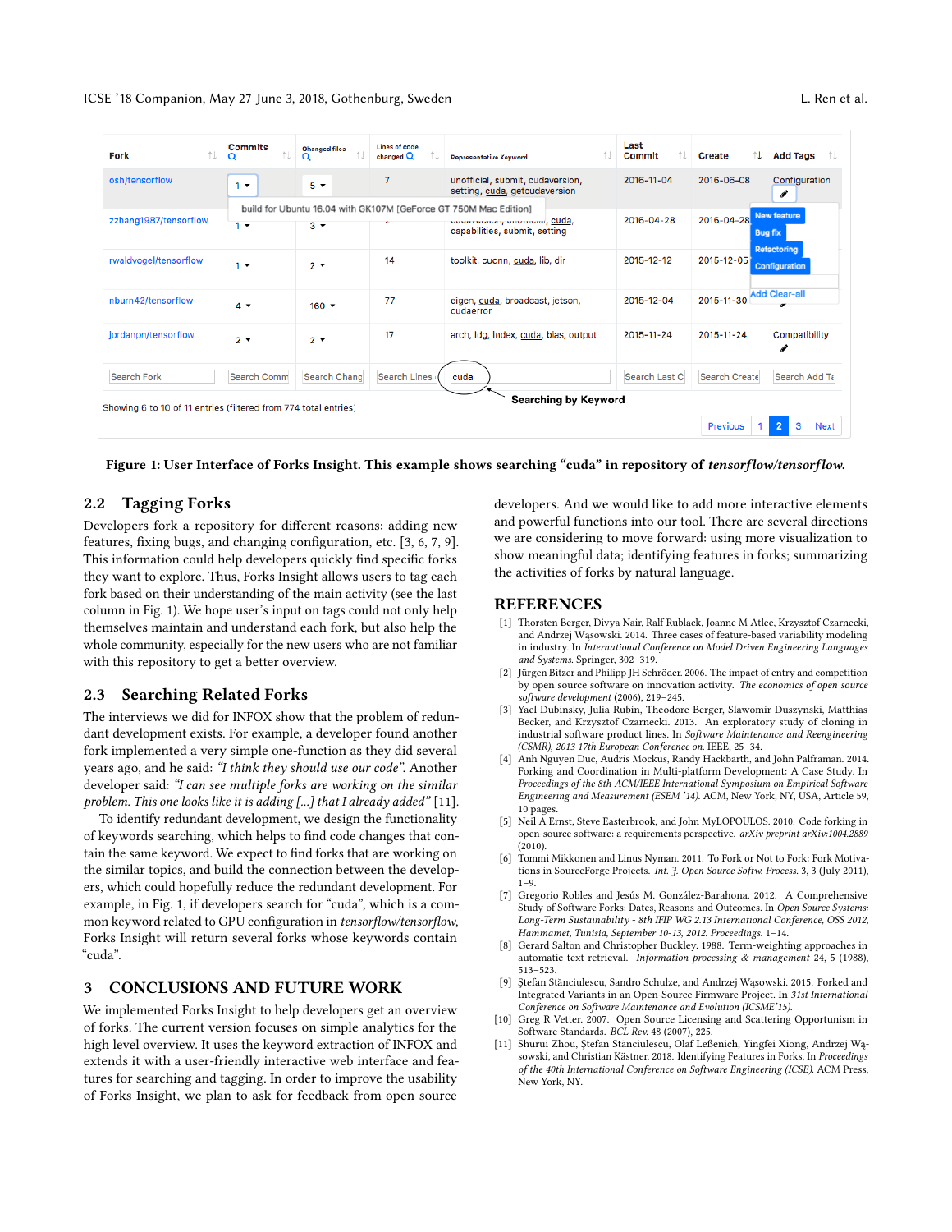**Figure 1: User Interface of Forks Insight. This example shows searching "cuda" in repository of *tensorflow/tensorflow*.**

### 2.2 Tagging Forks

Developers fork a repository for different reasons: adding new features, fixing bugs, and changing configuration, etc. [3, 6, 7, 9]. This information could help developers quickly find specific forks they want to explore. Thus, Forks Insight allows users to tag each fork based on their understanding of the main activity (see the last column in Fig. 1). We hope user's input on tags could not only help themselves maintain and understand each fork, but also help the whole community, especially for the new users who are not familiar with this repository to get a better overview.

### 2.3 Searching Related Forks

The interviews we did for INFOX show that the problem of redundant development exists. For example, a developer found another fork implemented a very simple one-function as they did several years ago, and he said: *"I think they should use our code"*. Another developer said: *"I can see multiple forks are working on the similar problem. This one looks like it is adding [...] that I already added"* [11].

To identify redundant development, we design the functionality of keywords searching, which helps to find code changes that contain the same keyword. We expect to find forks that are working on the similar topics, and build the connection between the developers, which could hopefully reduce the redundant development. For example, in Fig. 1, if developers search for "cuda", which is a common keyword related to GPU configuration in *tensorflow/tensorflow*, Forks Insight will return several forks whose keywords contain "cuda".

## 3 CONCLUSIONS AND FUTURE WORK

We implemented Forks Insight to help developers get an overview of forks. The current version focuses on simple analytics for the high level overview. It uses the keyword extraction of INFOX and extends it with a user-friendly interactive web interface and features for searching and tagging. In order to improve the usability of Forks Insight, we plan to ask for feedback from open source developers. And we would like to add more interactive elements and powerful functions into our tool. There are several directions we are considering to move forward: using more visualization to show meaningful data; identifying features in forks; summarizing the activities of forks by natural language.

## REFERENCES

[1] Thorsten Berger, Divya Nair, Ralf Rublack, Joanne M Atlee, Krzysztof Czarnecki, and Andrzej Wąsowski. 2014. Three cases of feature-based variability modeling in industry. In *International Conference on Model Driven Engineering Languages and Systems*. Springer, 302–319.

[2] Jürgen Bitzer and Philipp JH Schröder. 2006. The impact of entry and competition by open source software on innovation activity. *The economics of open source software development* (2006), 219–245.

[3] Yael Dubinsky, Julia Rubin, Theodore Berger, Slawomir Duszynski, Matthias Becker, and Krzysztof Czarnecki. 2013. An exploratory study of cloning in industrial software product lines. In *Software Maintenance and Reengineering (CSMR), 2013 17th European Conference on*. IEEE, 25–34.

[4] Anh Nguyen Duc, Audris Mockus, Randy Hackbarth, and John Palframan. 2014. Forking and Coordination in Multi-platform Development: A Case Study. In *Proceedings of the 8th ACM/IEEE International Symposium on Empirical Software Engineering and Measurement (ESEM '14)*. ACM, New York, NY, USA, Article 59, 10 pages.

[5] Neil A Ernst, Steve Easterbrook, and John MyLOPOULOS. 2010. Code forking in open-source software: a requirements perspective. *arXiv preprint arXiv:1004.2889* (2010).

[6] Tommi Mikkonen and Linus Nyman. 2011. To Fork or Not to Fork: Fork Motivations in SourceForge Projects. *Int. J. Open Source Softw. Process.* 3, 3 (July 2011), 1–9.

[7] Gregorio Robles and Jesús M. González-Barahona. 2012. A Comprehensive Study of Software Forks: Dates, Reasons and Outcomes. In *Open Source Systems: Long-Term Sustainability - 8th IFIP WG 2.13 International Conference, OSS 2012, Hammamet, Tunisia, September 10-13, 2012. Proceedings*. 1–14.

[8] Gerard Salton and Christopher Buckley. 1988. Term-weighting approaches in automatic text retrieval. *Information processing & management* 24, 5 (1988), 513–523.

[9] Ştefan Stănciulescu, Sandro Schulze, and Andrzej Wąsowski. 2015. Forked and Integrated Variants in an Open-Source Firmware Project. In *31st International Conference on Software Maintenance and Evolution (ICSME'15)*.

[10] Greg R Vetter. 2007. Open Source Licensing and Scattering Opportunism in Software Standards. *BCL Rev.* 48 (2007), 225.

[11] Shurui Zhou, Ştefan Stănciulescu, Olaf Leßenich, Yingfei Xiong, Andrzej Wąsowski, and Christian Kästner. 2018. Identifying Features in Forks. In *Proceedings of the 40th International Conference on Software Engineering (ICSE)*. ACM Press, New York, NY.